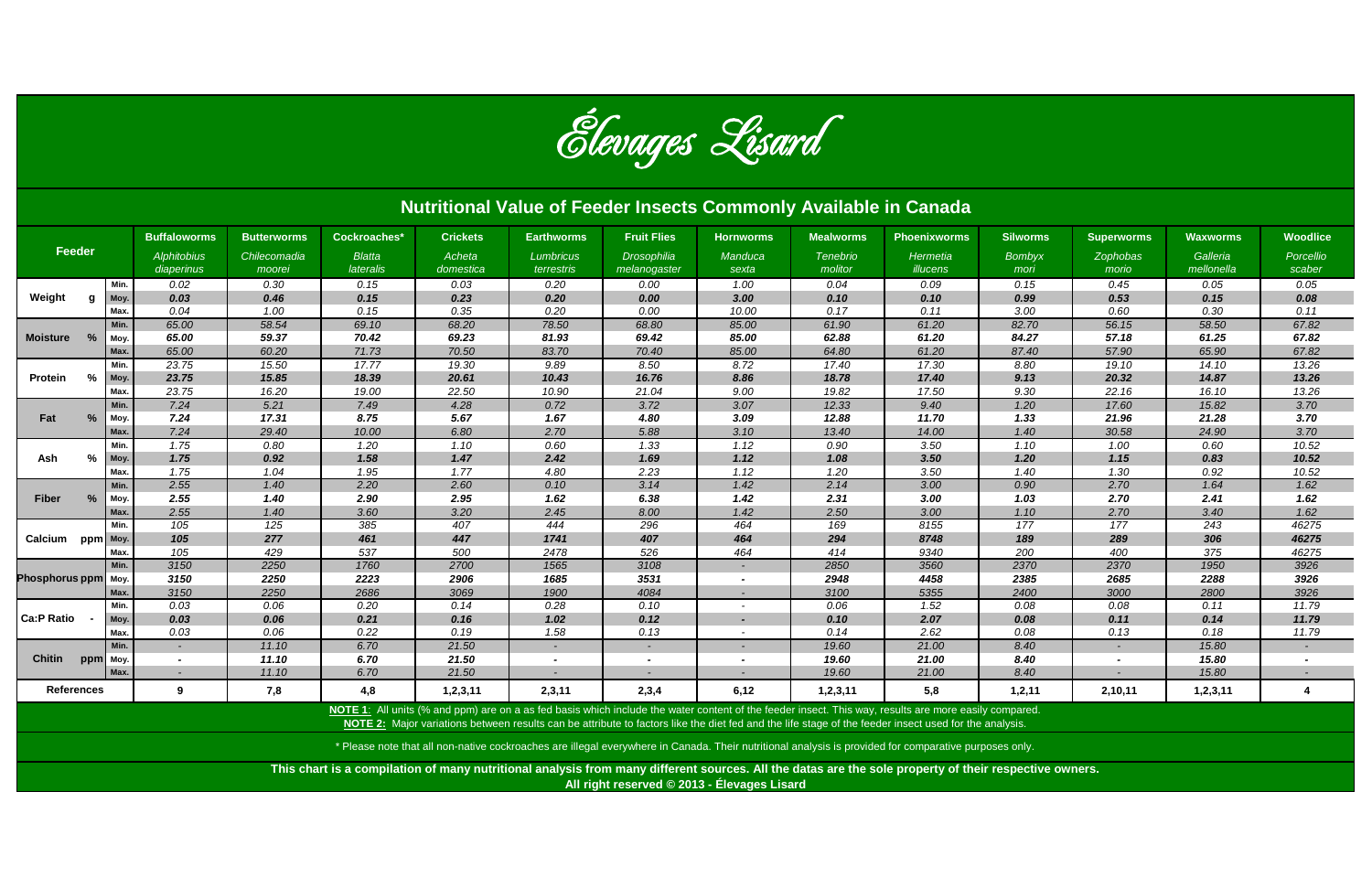# Élevages Lisard

## Nutritional Value of Feeder Insects Commonly Available in Canada

| Feeder | | | Buffaloworms *Alphitobius diaperinus* | Butterworms *Chilecomadia moorei* | Cockroaches* *Blatta lateralis* | Crickets *Acheta domestica* | Earthworms *Lumbricus terrestris* | Fruit Flies *Drosophilia melanogaster* | Hornworms *Manduca sexta* | Mealworms *Tenebrio molitor* | Phoenixworms *Hermetia illucens* | Silworms *Bombyx mori* | Superworms *Zophobas morio* | Waxworms *Galleria mellonella* | Woodlice *Porcellio scaber* |
|---|---|---|---|---|---|---|---|---|---|---|---|---|---|---|---|
| Weight | g | Min. | 0.02 | 0.30 | 0.15 | 0.03 | 0.20 | 0.00 | 1.00 | 0.04 | 0.09 | 0.15 | 0.45 | 0.05 | 0.05 |
| | | Moy. | **0.03** | **0.46** | **0.15** | **0.23** | **0.20** | **0.00** | **3.00** | **0.10** | **0.10** | **0.99** | **0.53** | **0.15** | **0.08** |
| | | Max. | 0.04 | 1.00 | 0.15 | 0.35 | 0.20 | 0.00 | 10.00 | 0.17 | 0.11 | 3.00 | 0.60 | 0.30 | 0.11 |
| Moisture | % | Min. | 65.00 | 58.54 | 69.10 | 68.20 | 78.50 | 68.80 | 85.00 | 61.90 | 61.20 | 82.70 | 56.15 | 58.50 | 67.82 |
| | | Moy. | **65.00** | **59.37** | **70.42** | **69.23** | **81.93** | **69.42** | **85.00** | **62.88** | **61.20** | **84.27** | **57.18** | **61.25** | **67.82** |
| | | Max. | 65.00 | 60.20 | 71.73 | 70.50 | 83.70 | 70.40 | 85.00 | 64.80 | 61.20 | 87.40 | 57.90 | 65.90 | 67.82 |
| Protein | % | Min. | 23.75 | 15.50 | 17.77 | 19.30 | 9.89 | 8.50 | 8.72 | 17.40 | 17.30 | 8.80 | 19.10 | 14.10 | 13.26 |
| | | Moy. | **23.75** | **15.85** | **18.39** | **20.61** | **10.43** | **16.76** | **8.86** | **18.78** | **17.40** | **9.13** | **20.32** | **14.87** | **13.26** |
| | | Max. | 23.75 | 16.20 | 19.00 | 22.50 | 10.90 | 21.04 | 9.00 | 19.82 | 17.50 | 9.30 | 22.16 | 16.10 | 13.26 |
| Fat | % | Min. | 7.24 | 5.21 | 7.49 | 4.28 | 0.72 | 3.72 | 3.07 | 12.33 | 9.40 | 1.20 | 17.60 | 15.82 | 3.70 |
| | | Moy. | **7.24** | **17.31** | **8.75** | **5.67** | **1.67** | **4.80** | **3.09** | **12.88** | **11.70** | **1.33** | **21.96** | **21.28** | **3.70** |
| | | Max. | 7.24 | 29.40 | 10.00 | 6.80 | 2.70 | 5.88 | 3.10 | 13.40 | 14.00 | 1.40 | 30.58 | 24.90 | 3.70 |
| Ash | % | Min. | 1.75 | 0.80 | 1.20 | 1.10 | 0.60 | 1.33 | 1.12 | 0.90 | 3.50 | 1.10 | 1.00 | 0.60 | 10.52 |
| | | Moy. | **1.75** | **0.92** | **1.58** | **1.47** | **2.42** | **1.69** | **1.12** | **1.08** | **3.50** | **1.20** | **1.15** | **0.83** | **10.52** |
| | | Max. | 1.75 | 1.04 | 1.95 | 1.77 | 4.80 | 2.23 | 1.12 | 1.20 | 3.50 | 1.40 | 1.30 | 0.92 | 10.52 |
| Fiber | % | Min. | 2.55 | 1.40 | 2.20 | 2.60 | 0.10 | 3.14 | 1.42 | 2.14 | 3.00 | 0.90 | 2.70 | 1.64 | 1.62 |
| | | Moy. | **2.55** | **1.40** | **2.90** | **2.95** | **1.62** | **6.38** | **1.42** | **2.31** | **3.00** | **1.03** | **2.70** | **2.41** | **1.62** |
| | | Max. | 2.55 | 1.40 | 3.60 | 3.20 | 2.45 | 8.00 | 1.42 | 2.50 | 3.00 | 1.10 | 2.70 | 3.40 | 1.62 |
| Calcium | ppm | Min. | 105 | 125 | 385 | 407 | 444 | 296 | 464 | 169 | 8155 | 177 | 177 | 243 | 46275 |
| | | Moy. | **105** | **277** | **461** | **447** | **1741** | **407** | **464** | **294** | **8748** | **189** | **289** | **306** | **46275** |
| | | Max. | 105 | 429 | 537 | 500 | 2478 | 526 | 464 | 414 | 9340 | 200 | 400 | 375 | 46275 |
| Phosphorus | ppm | Min. | 3150 | 2250 | 1760 | 2700 | 1565 | 3108 | - | 2850 | 3560 | 2370 | 2370 | 1950 | 3926 |
| | | Moy. | **3150** | **2250** | **2223** | **2906** | **1685** | **3531** | **-** | **2948** | **4458** | **2385** | **2685** | **2288** | **3926** |
| | | Max. | 3150 | 2250 | 2686 | 3069 | 1900 | 4084 | - | 3100 | 5355 | 2400 | 3000 | 2800 | 3926 |
| Ca:P Ratio | - | Min. | 0.03 | 0.06 | 0.20 | 0.14 | 0.28 | 0.10 | - | 0.06 | 1.52 | 0.08 | 0.08 | 0.11 | 11.79 |
| | | Moy. | **0.03** | **0.06** | **0.21** | **0.16** | **1.02** | **0.12** | **-** | **0.10** | **2.07** | **0.08** | **0.11** | **0.14** | **11.79** |
| | | Max. | 0.03 | 0.06 | 0.22 | 0.19 | 1.58 | 0.13 | - | 0.14 | 2.62 | 0.08 | 0.13 | 0.18 | 11.79 |
| Chitin | ppm | Min. | - | 11.10 | 6.70 | 21.50 | - | - | - | 19.60 | 21.00 | 8.40 | - | 15.80 | - |
| | | Moy. | **-** | **11.10** | **6.70** | **21.50** | **-** | **-** | **-** | **19.60** | **21.00** | **8.40** | **-** | **15.80** | **-** |
| | | Max. | - | 11.10 | 6.70 | 21.50 | - | - | - | 19.60 | 21.00 | 8.40 | - | 15.80 | - |
| References | | | 9 | 7,8 | 4,8 | 1,2,3,11 | 2,3,11 | 2,3,4 | 6,12 | 1,2,3,11 | 5,8 | 1,2,11 | 2,10,11 | 1,2,3,11 | 4 |

**NOTE 1:** All units (% and ppm) are on a as fed basis which include the water content of the feeder insect. This way, results are more easily compared.

**NOTE 2:** Major variations between results can be attribute to factors like the diet fed and the life stage of the feeder insect used for the analysis.

* Please note that all non-native cockroaches are illegal everywhere in Canada. Their nutritional analysis is provided for comparative purposes only.

**This chart is a compilation of many nutritional analysis from many different sources. All the datas are the sole property of their respective owners.**

**All right reserved © 2013 - Élevages Lisard**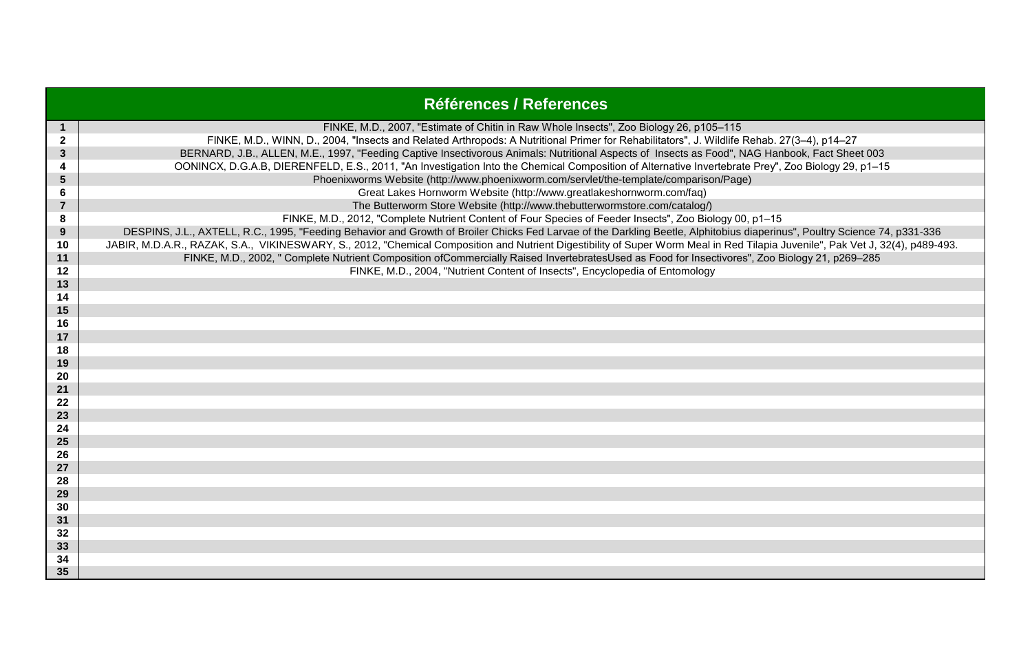| Références / References | |
|---|---|
| 1 | FINKE, M.D., 2007, "Estimate of Chitin in Raw Whole Insects", Zoo Biology 26, p105–115 |
| 2 | FINKE, M.D., WINN, D., 2004, "Insects and Related Arthropods: A Nutritional Primer for Rehabilitators", J. Wildlife Rehab. 27(3–4), p14–27 |
| 3 | BERNARD, J.B., ALLEN, M.E., 1997, "Feeding Captive Insectivorous Animals: Nutritional Aspects of Insects as Food", NAG Hanbook, Fact Sheet 003 |
| 4 | OONINCX, D.G.A.B, DIERENFELD, E.S., 2011, "An Investigation Into the Chemical Composition of Alternative Invertebrate Prey", Zoo Biology 29, p1–15 |
| 5 | Phoenixworms Website (http://www.phoenixworm.com/servlet/the-template/comparison/Page) |
| 6 | Great Lakes Hornworm Website (http://www.greatlakeshornworm.com/faq) |
| 7 | The Butterworm Store Website (http://www.thebutterwormstore.com/catalog/) |
| 8 | FINKE, M.D., 2012, "Complete Nutrient Content of Four Species of Feeder Insects", Zoo Biology 00, p1–15 |
| 9 | DESPINS, J.L., AXTELL, R.C., 1995, "Feeding Behavior and Growth of Broiler Chicks Fed Larvae of the Darkling Beetle, Alphitobius diaperinus", Poultry Science 74, p331-336 |
| 10 | JABIR, M.D.A.R., RAZAK, S.A., VIKINESWARY, S., 2012, "Chemical Composition and Nutrient Digestibility of Super Worm Meal in Red Tilapia Juvenile", Pak Vet J, 32(4), p489-493. |
| 11 | FINKE, M.D., 2002, " Complete Nutrient Composition ofCommercially Raised InvertebratesUsed as Food for Insectivores", Zoo Biology 21, p269–285 |
| 12 | FINKE, M.D., 2004, "Nutrient Content of Insects", Encyclopedia of Entomology |
| 13 | |
| 14 | |
| 15 | |
| 16 | |
| 17 | |
| 18 | |
| 19 | |
| 20 | |
| 21 | |
| 22 | |
| 23 | |
| 24 | |
| 25 | |
| 26 | |
| 27 | |
| 28 | |
| 29 | |
| 30 | |
| 31 | |
| 32 | |
| 33 | |
| 34 | |
| 35 | |